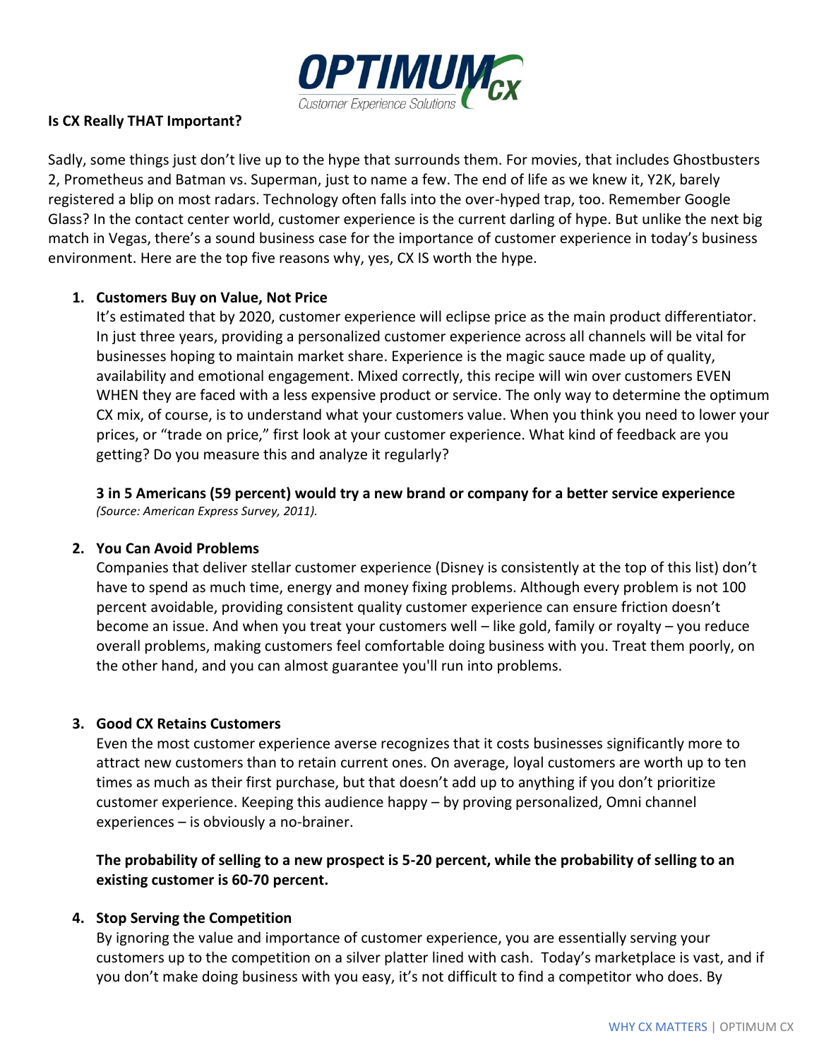**Is CX Really THAT Important?**

Sadly, some things just don't live up to the hype that surrounds them. For movies, that includes Ghostbusters 2, Prometheus and Batman vs. Superman, just to name a few. The end of life as we knew it, Y2K, barely registered a blip on most radars. Technology often falls into the over-hyped trap, too. Remember Google Glass? In the contact center world, customer experience is the current darling of hype. But unlike the next big match in Vegas, there's a sound business case for the importance of customer experience in today's business environment. Here are the top five reasons why, yes, CX IS worth the hype.

1. **Customers Buy on Value, Not Price**

   It's estimated that by 2020, customer experience will eclipse price as the main product differentiator. In just three years, providing a personalized customer experience across all channels will be vital for businesses hoping to maintain market share. Experience is the magic sauce made up of quality, availability and emotional engagement. Mixed correctly, this recipe will win over customers EVEN WHEN they are faced with a less expensive product or service. The only way to determine the optimum CX mix, of course, is to understand what your customers value. When you think you need to lower your prices, or "trade on price," first look at your customer experience. What kind of feedback are you getting? Do you measure this and analyze it regularly?

   **3 in 5 Americans (59 percent) would try a new brand or company for a better service experience** *(Source: American Express Survey, 2011).*

2. **You Can Avoid Problems**

   Companies that deliver stellar customer experience (Disney is consistently at the top of this list) don't have to spend as much time, energy and money fixing problems. Although every problem is not 100 percent avoidable, providing consistent quality customer experience can ensure friction doesn't become an issue. And when you treat your customers well – like gold, family or royalty – you reduce overall problems, making customers feel comfortable doing business with you. Treat them poorly, on the other hand, and you can almost guarantee you'll run into problems.

3. **Good CX Retains Customers**

   Even the most customer experience averse recognizes that it costs businesses significantly more to attract new customers than to retain current ones. On average, loyal customers are worth up to ten times as much as their first purchase, but that doesn't add up to anything if you don't prioritize customer experience. Keeping this audience happy – by proving personalized, Omni channel experiences – is obviously a no-brainer.

   **The probability of selling to a new prospect is 5-20 percent, while the probability of selling to an existing customer is 60-70 percent.**

4. **Stop Serving the Competition**

   By ignoring the value and importance of customer experience, you are essentially serving your customers up to the competition on a silver platter lined with cash. Today's marketplace is vast, and if you don't make doing business with you easy, it's not difficult to find a competitor who does. By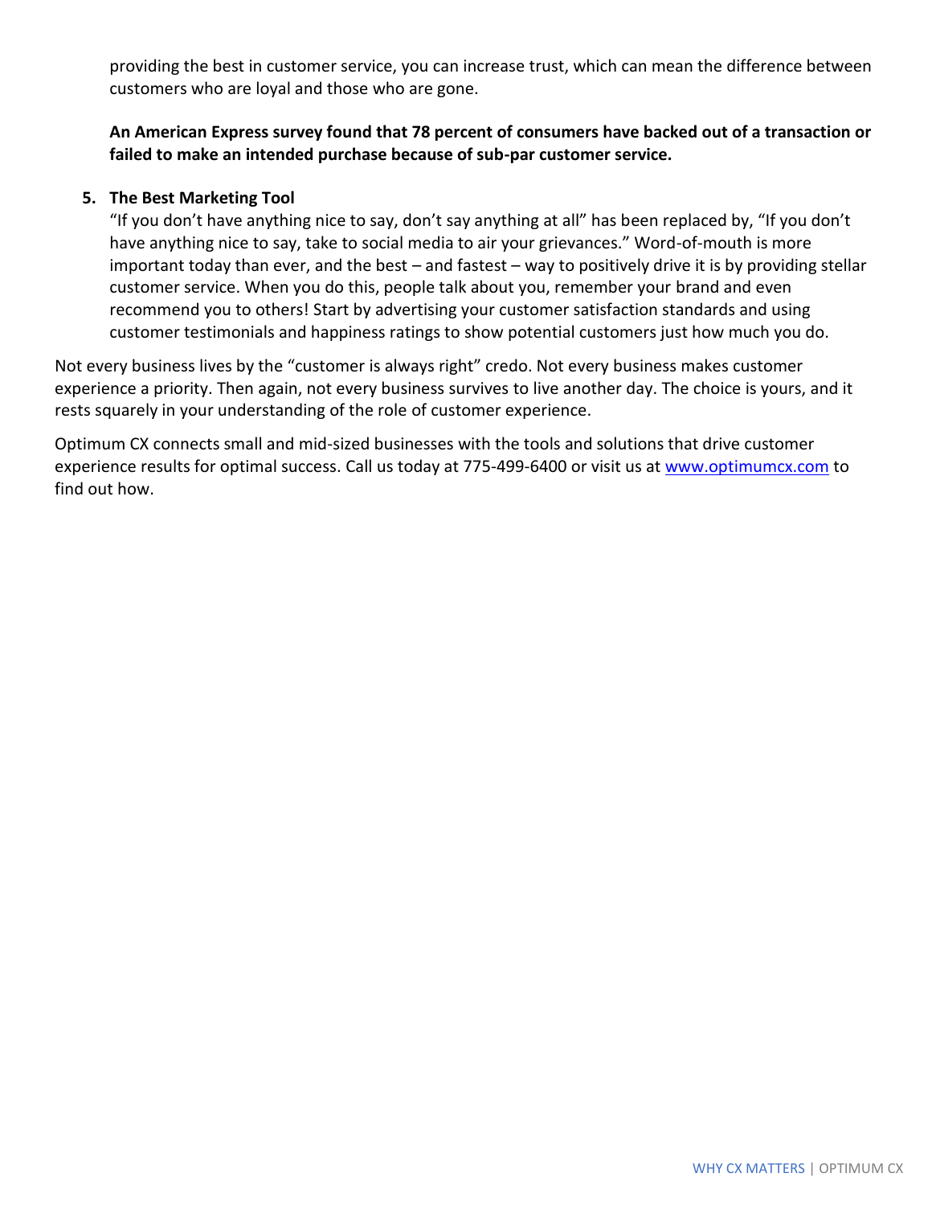providing the best in customer service, you can increase trust, which can mean the difference between customers who are loyal and those who are gone.

**An American Express survey found that 78 percent of consumers have backed out of a transaction or failed to make an intended purchase because of sub-par customer service.**

5. **The Best Marketing Tool**
   "If you don't have anything nice to say, don't say anything at all" has been replaced by, "If you don't have anything nice to say, take to social media to air your grievances." Word-of-mouth is more important today than ever, and the best – and fastest – way to positively drive it is by providing stellar customer service. When you do this, people talk about you, remember your brand and even recommend you to others! Start by advertising your customer satisfaction standards and using customer testimonials and happiness ratings to show potential customers just how much you do.

Not every business lives by the "customer is always right" credo. Not every business makes customer experience a priority. Then again, not every business survives to live another day. The choice is yours, and it rests squarely in your understanding of the role of customer experience.

Optimum CX connects small and mid-sized businesses with the tools and solutions that drive customer experience results for optimal success. Call us today at 775-499-6400 or visit us at [www.optimumcx.com](http://www.optimumcx.com) to find out how.